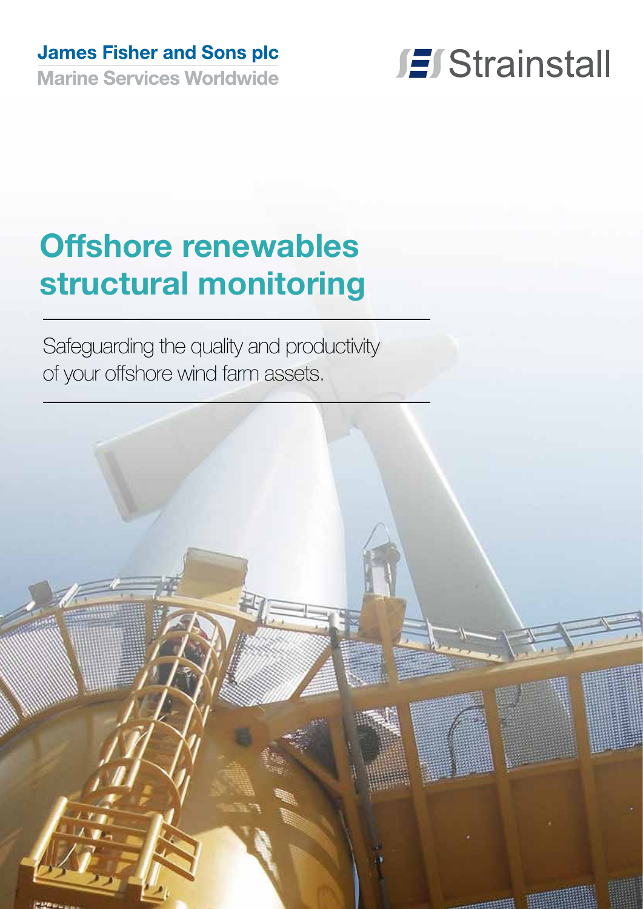James Fisher and Sons plc
Marine Services Worldwide

Strainstall

# Offshore renewables structural monitoring

Safeguarding the quality and productivity of your offshore wind farm assets.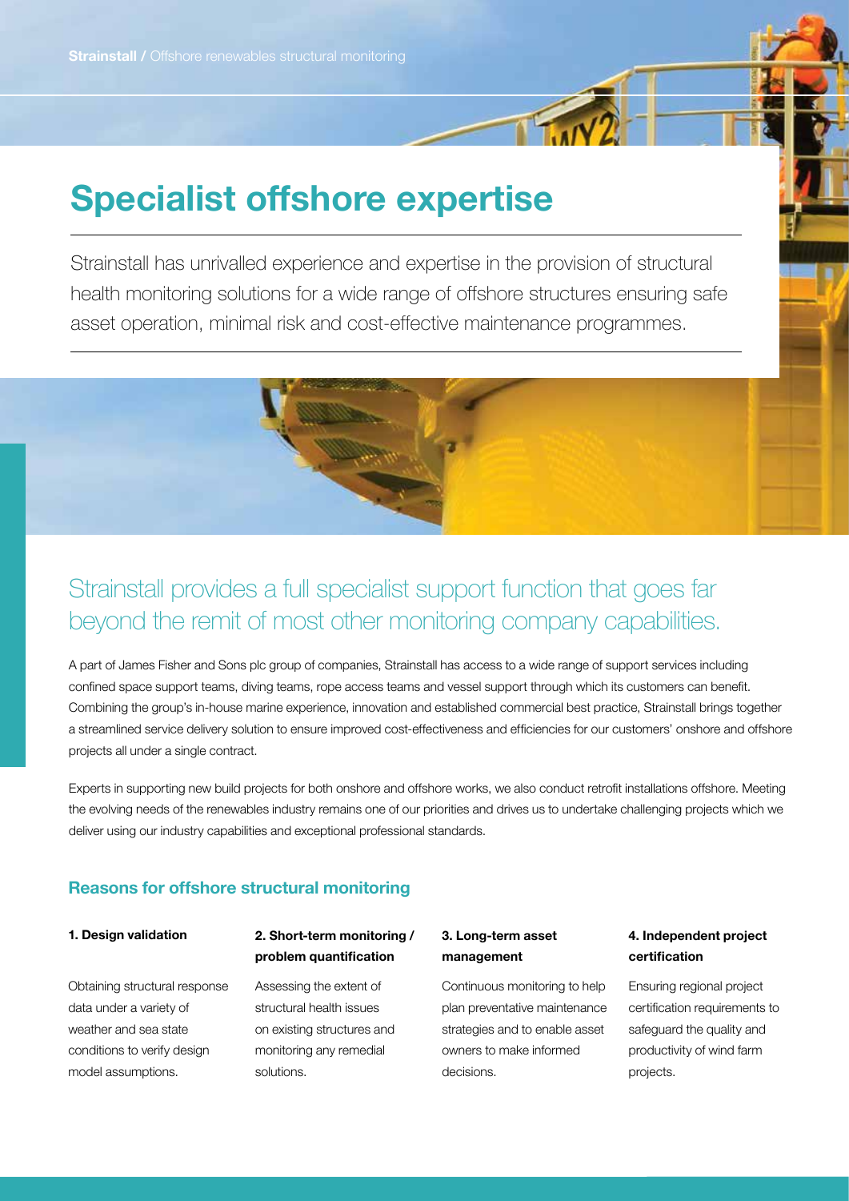# Specialist offshore expertise

Strainstall has unrivalled experience and expertise in the provision of structural health monitoring solutions for a wide range of offshore structures ensuring safe asset operation, minimal risk and cost-effective maintenance programmes.

## Strainstall provides a full specialist support function that goes far beyond the remit of most other monitoring company capabilities.

A part of James Fisher and Sons plc group of companies, Strainstall has access to a wide range of support services including confined space support teams, diving teams, rope access teams and vessel support through which its customers can benefit. Combining the group's in-house marine experience, innovation and established commercial best practice, Strainstall brings together a streamlined service delivery solution to ensure improved cost-effectiveness and efficiencies for our customers' onshore and offshore projects all under a single contract.

Experts in supporting new build projects for both onshore and offshore works, we also conduct retrofit installations offshore. Meeting the evolving needs of the renewables industry remains one of our priorities and drives us to undertake challenging projects which we deliver using our industry capabilities and exceptional professional standards.

### Reasons for offshore structural monitoring

**1. Design validation**

Obtaining structural response data under a variety of weather and sea state conditions to verify design model assumptions.

**2. Short-term monitoring / problem quantification**

Assessing the extent of structural health issues on existing structures and monitoring any remedial solutions.

**3. Long-term asset management**

Continuous monitoring to help plan preventative maintenance strategies and to enable asset owners to make informed decisions.

**4. Independent project certification**

Ensuring regional project certification requirements to safeguard the quality and productivity of wind farm projects.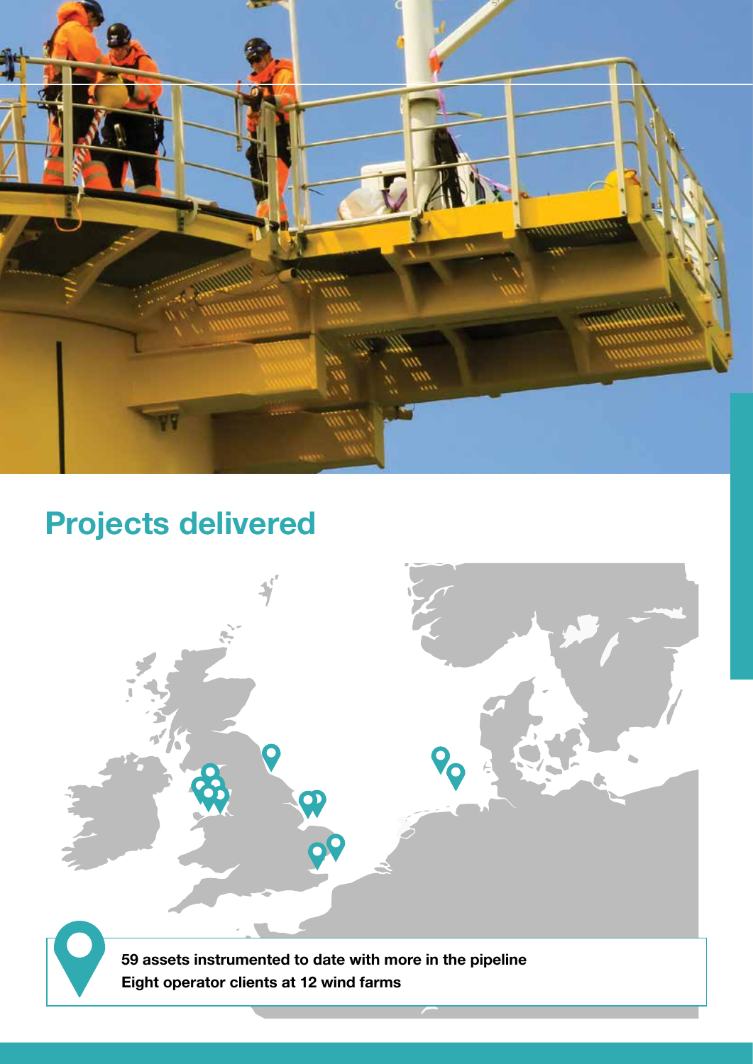## Projects delivered

**59 assets instrumented to date with more in the pipeline**
**Eight operator clients at 12 wind farms**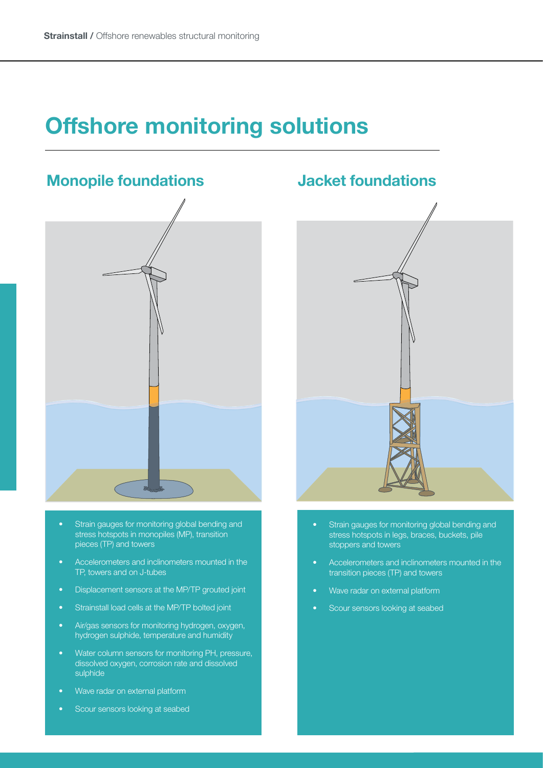# Offshore monitoring solutions

## Monopile foundations

- Strain gauges for monitoring global bending and stress hotspots in monopiles (MP), transition pieces (TP) and towers
- Accelerometers and inclinometers mounted in the TP, towers and on J-tubes
- Displacement sensors at the MP/TP grouted joint
- Strainstall load cells at the MP/TP bolted joint
- Air/gas sensors for monitoring hydrogen, oxygen, hydrogen sulphide, temperature and humidity
- Water column sensors for monitoring PH, pressure, dissolved oxygen, corrosion rate and dissolved sulphide
- Wave radar on external platform
- Scour sensors looking at seabed

## Jacket foundations

- Strain gauges for monitoring global bending and stress hotspots in legs, braces, buckets, pile stoppers and towers
- Accelerometers and inclinometers mounted in the transition pieces (TP) and towers
- Wave radar on external platform
- Scour sensors looking at seabed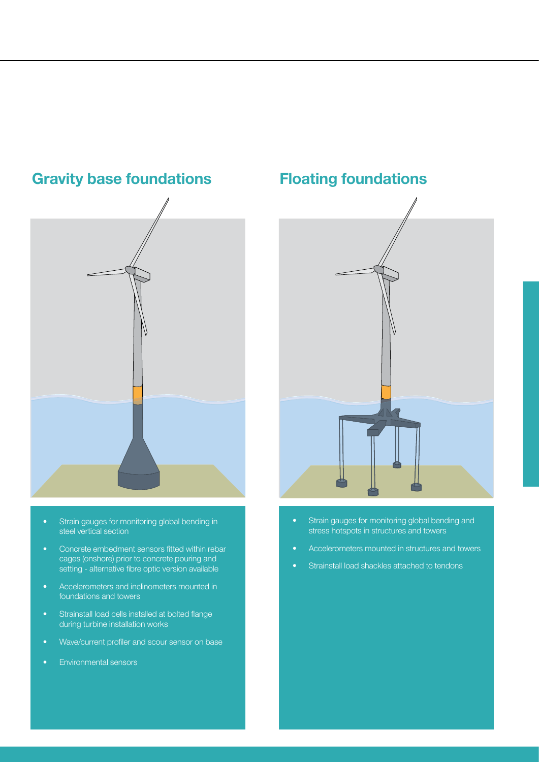## Gravity base foundations

- Strain gauges for monitoring global bending in steel vertical section
- Concrete embedment sensors fitted within rebar cages (onshore) prior to concrete pouring and setting - alternative fibre optic version available
- Accelerometers and inclinometers mounted in foundations and towers
- Strainstall load cells installed at bolted flange during turbine installation works
- Wave/current profiler and scour sensor on base
- Environmental sensors

## Floating foundations

- Strain gauges for monitoring global bending and stress hotspots in structures and towers
- Accelerometers mounted in structures and towers
- Strainstall load shackles attached to tendons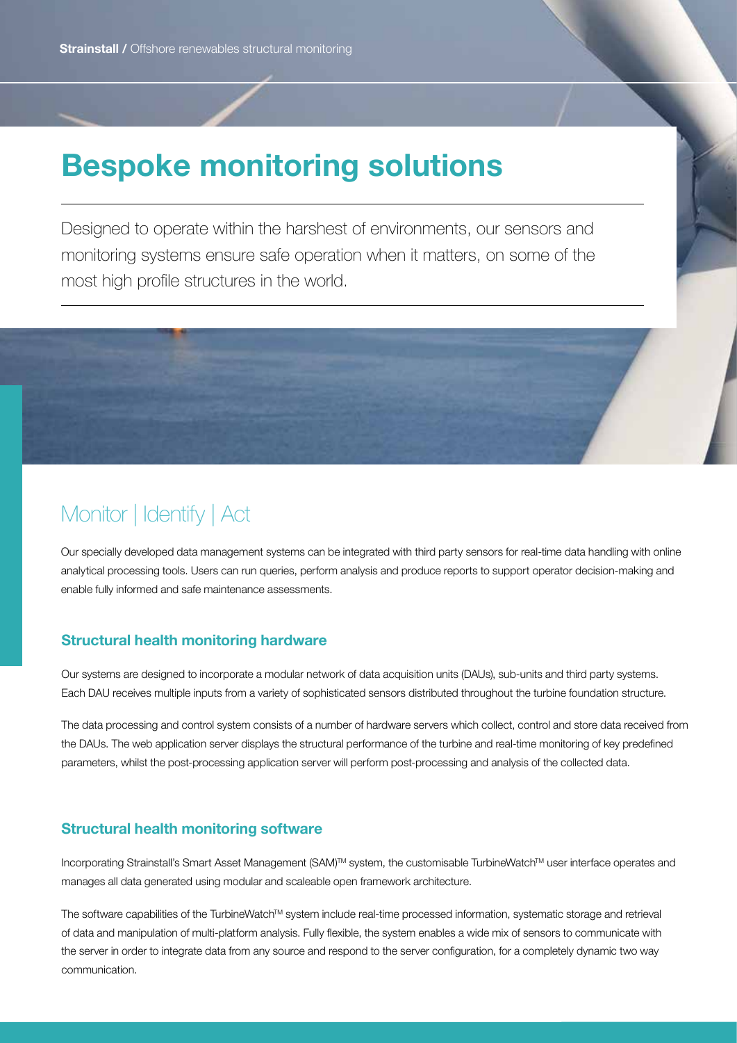# Bespoke monitoring solutions

Designed to operate within the harshest of environments, our sensors and monitoring systems ensure safe operation when it matters, on some of the most high profile structures in the world.

## Monitor | Identify | Act

Our specially developed data management systems can be integrated with third party sensors for real-time data handling with online analytical processing tools. Users can run queries, perform analysis and produce reports to support operator decision-making and enable fully informed and safe maintenance assessments.

### Structural health monitoring hardware

Our systems are designed to incorporate a modular network of data acquisition units (DAUs), sub-units and third party systems. Each DAU receives multiple inputs from a variety of sophisticated sensors distributed throughout the turbine foundation structure.

The data processing and control system consists of a number of hardware servers which collect, control and store data received from the DAUs. The web application server displays the structural performance of the turbine and real-time monitoring of key predefined parameters, whilst the post-processing application server will perform post-processing and analysis of the collected data.

### Structural health monitoring software

Incorporating Strainstall's Smart Asset Management (SAM)™ system, the customisable TurbineWatch™ user interface operates and manages all data generated using modular and scaleable open framework architecture.

The software capabilities of the TurbineWatch™ system include real-time processed information, systematic storage and retrieval of data and manipulation of multi-platform analysis. Fully flexible, the system enables a wide mix of sensors to communicate with the server in order to integrate data from any source and respond to the server configuration, for a completely dynamic two way communication.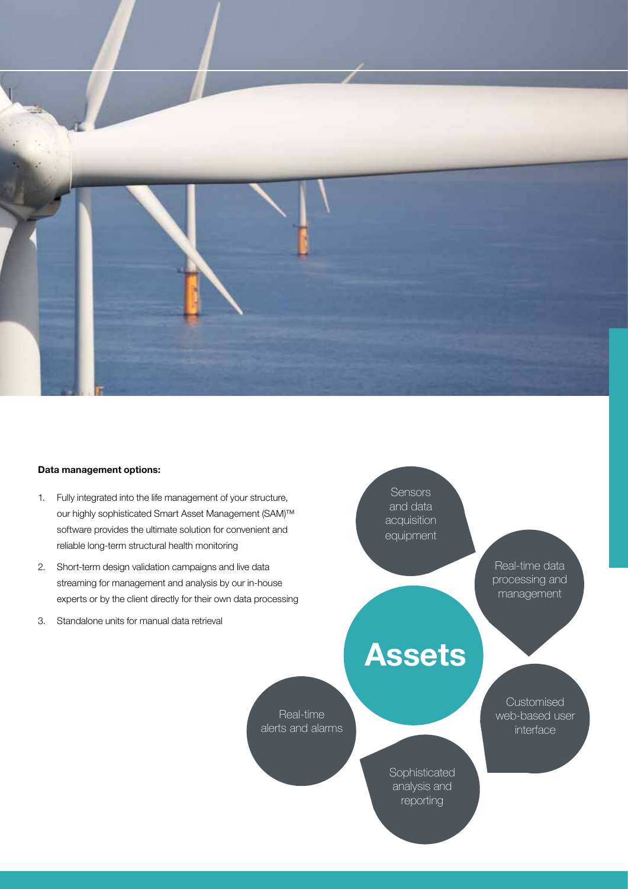**Data management options:**

1. Fully integrated into the life management of your structure, our highly sophisticated Smart Asset Management (SAM)™ software provides the ultimate solution for convenient and reliable long-term structural health monitoring
2. Short-term design validation campaigns and live data streaming for management and analysis by our in-house experts or by the client directly for their own data processing
3. Standalone units for manual data retrieval

Sensors and data acquisition equipment

Real-time data processing and management

**Assets**

Customised web-based user interface

Sophisticated analysis and reporting

Real-time alerts and alarms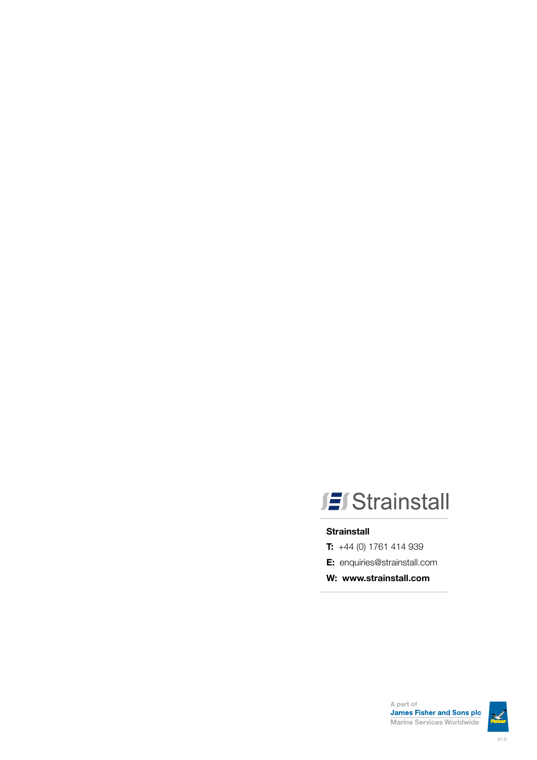Strainstall

**Strainstall**

**T:** +44 (0) 1761 414 939

**E:** enquiries@strainstall.com

**W: www.strainstall.com**

A part of
James Fisher and Sons plc
Marine Services Worldwide

V1.0